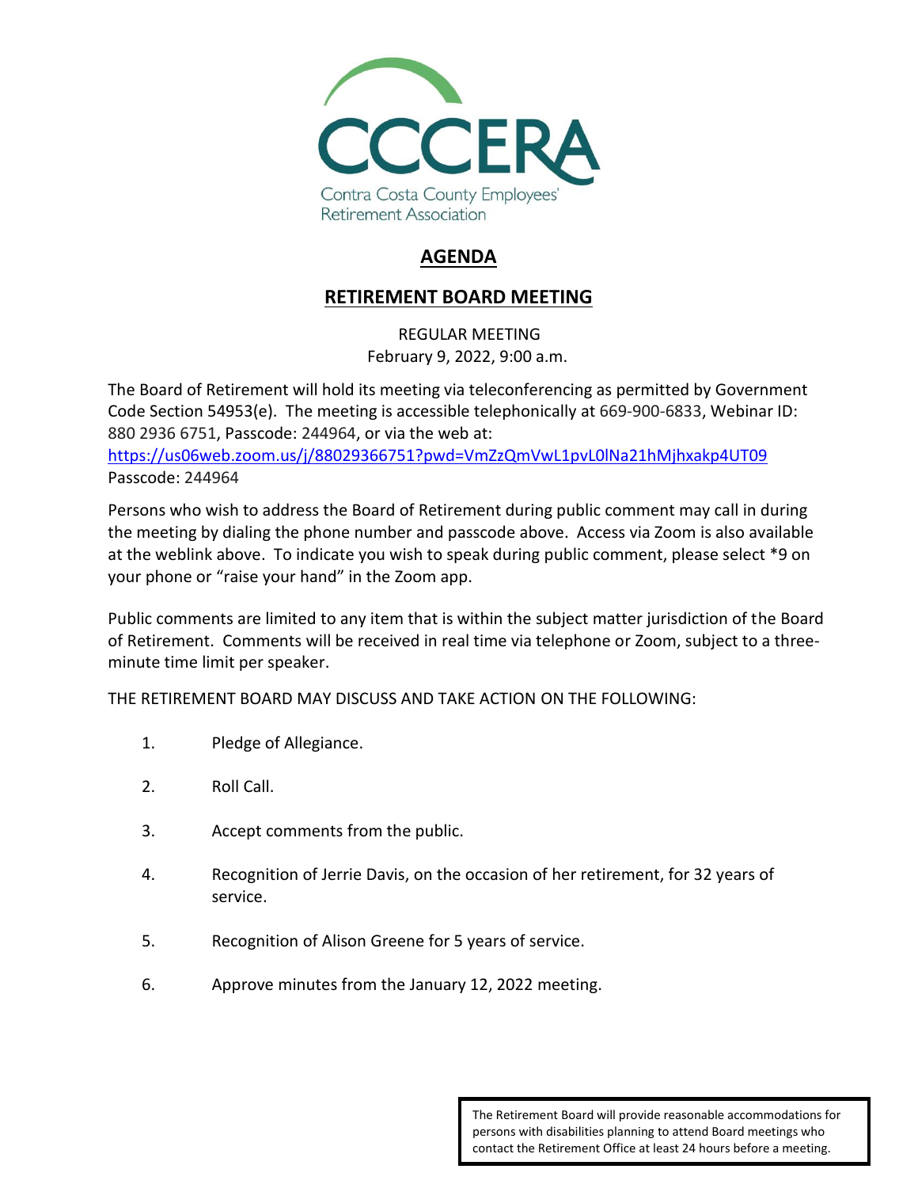CCCERA

Contra Costa County Employees' Retirement Association

# AGENDA

## RETIREMENT BOARD MEETING

REGULAR MEETING
February 9, 2022, 9:00 a.m.

The Board of Retirement will hold its meeting via teleconferencing as permitted by Government Code Section 54953(e). The meeting is accessible telephonically at 669-900-6833, Webinar ID: 880 2936 6751, Passcode: 244964, or via the web at:
https://us06web.zoom.us/j/88029366751?pwd=VmZzQmVwL1pvL0lNa21hMjhxakp4UT09
Passcode: 244964

Persons who wish to address the Board of Retirement during public comment may call in during the meeting by dialing the phone number and passcode above. Access via Zoom is also available at the weblink above. To indicate you wish to speak during public comment, please select *9 on your phone or "raise your hand" in the Zoom app.

Public comments are limited to any item that is within the subject matter jurisdiction of the Board of Retirement. Comments will be received in real time via telephone or Zoom, subject to a three-minute time limit per speaker.

THE RETIREMENT BOARD MAY DISCUSS AND TAKE ACTION ON THE FOLLOWING:

1. Pledge of Allegiance.

2. Roll Call.

3. Accept comments from the public.

4. Recognition of Jerrie Davis, on the occasion of her retirement, for 32 years of service.

5. Recognition of Alison Greene for 5 years of service.

6. Approve minutes from the January 12, 2022 meeting.

The Retirement Board will provide reasonable accommodations for persons with disabilities planning to attend Board meetings who contact the Retirement Office at least 24 hours before a meeting.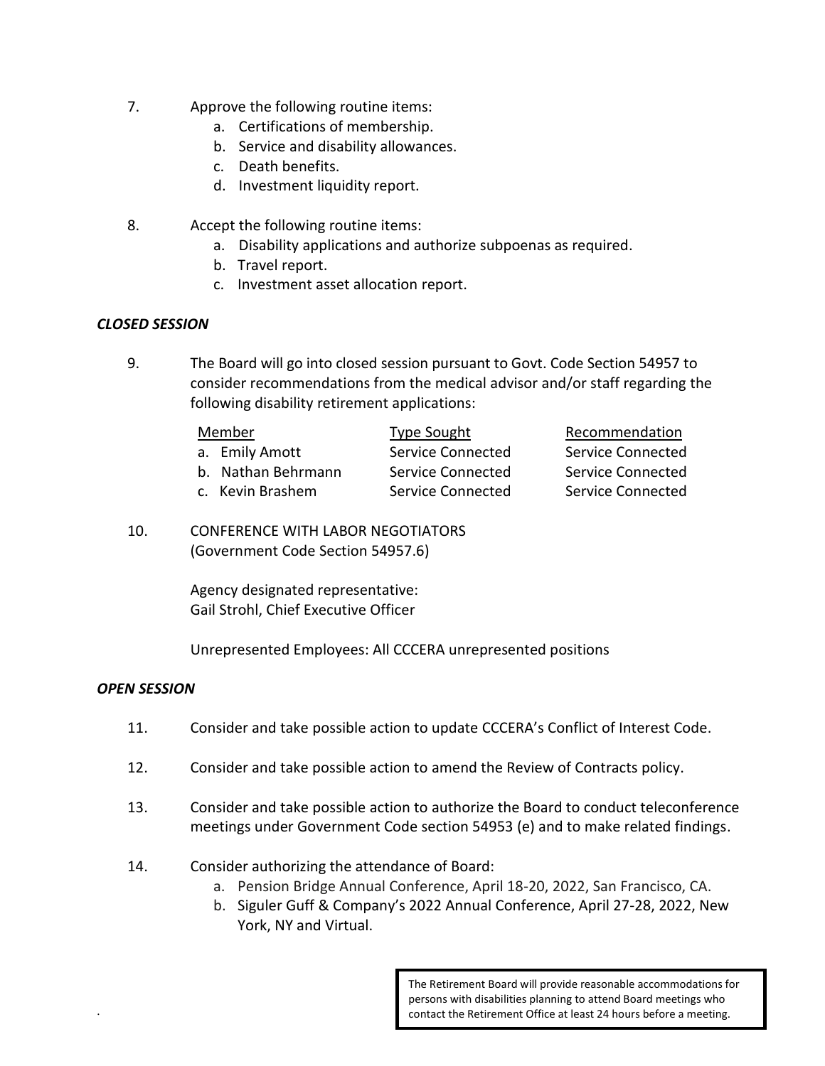7. Approve the following routine items:
    a. Certifications of membership.
    b. Service and disability allowances.
    c. Death benefits.
    d. Investment liquidity report.

8. Accept the following routine items:
    a. Disability applications and authorize subpoenas as required.
    b. Travel report.
    c. Investment asset allocation report.

***CLOSED SESSION***

9. The Board will go into closed session pursuant to Govt. Code Section 54957 to consider recommendations from the medical advisor and/or staff regarding the following disability retirement applications:

| Member | Type Sought | Recommendation |
|---|---|---|
| a. Emily Amott | Service Connected | Service Connected |
| b. Nathan Behrmann | Service Connected | Service Connected |
| c. Kevin Brashem | Service Connected | Service Connected |

10. CONFERENCE WITH LABOR NEGOTIATORS
    (Government Code Section 54957.6)

    Agency designated representative:
    Gail Strohl, Chief Executive Officer

    Unrepresented Employees: All CCCERA unrepresented positions

***OPEN SESSION***

11. Consider and take possible action to update CCCERA's Conflict of Interest Code.

12. Consider and take possible action to amend the Review of Contracts policy.

13. Consider and take possible action to authorize the Board to conduct teleconference meetings under Government Code section 54953 (e) and to make related findings.

14. Consider authorizing the attendance of Board:
    a. Pension Bridge Annual Conference, April 18-20, 2022, San Francisco, CA.
    b. Siguler Guff & Company's 2022 Annual Conference, April 27-28, 2022, New York, NY and Virtual.

The Retirement Board will provide reasonable accommodations for persons with disabilities planning to attend Board meetings who contact the Retirement Office at least 24 hours before a meeting.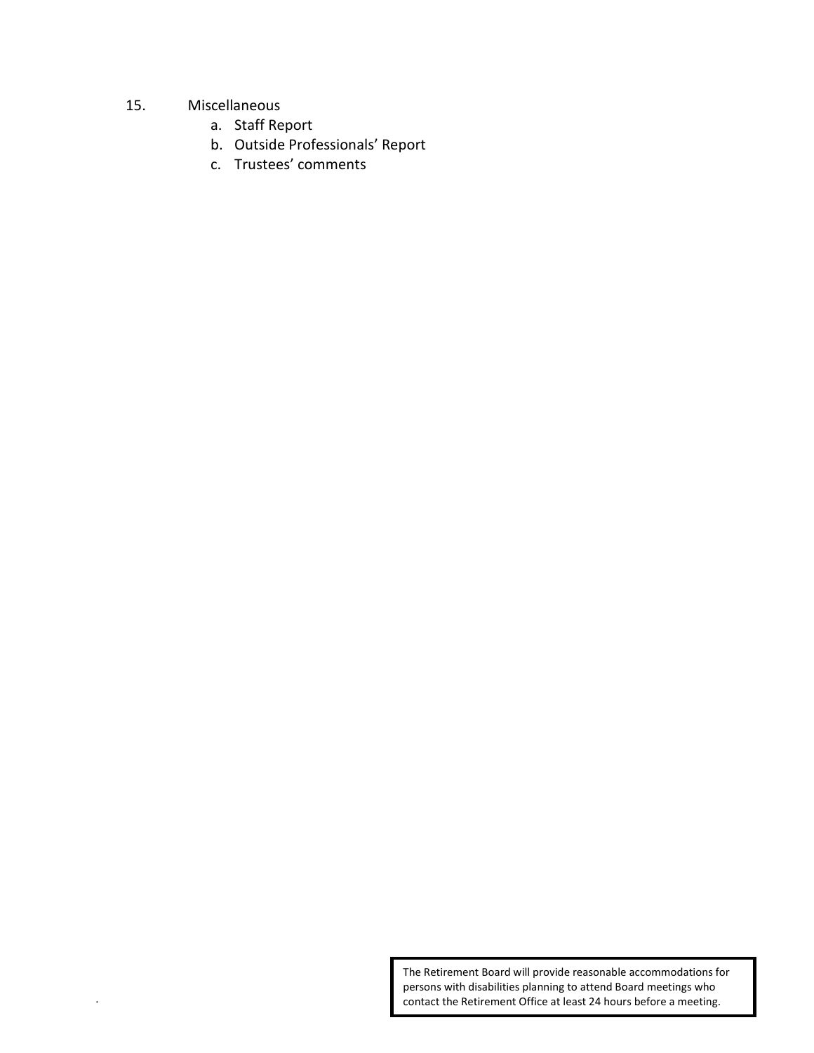15. Miscellaneous
    a. Staff Report
    b. Outside Professionals' Report
    c. Trustees' comments

The Retirement Board will provide reasonable accommodations for persons with disabilities planning to attend Board meetings who contact the Retirement Office at least 24 hours before a meeting.